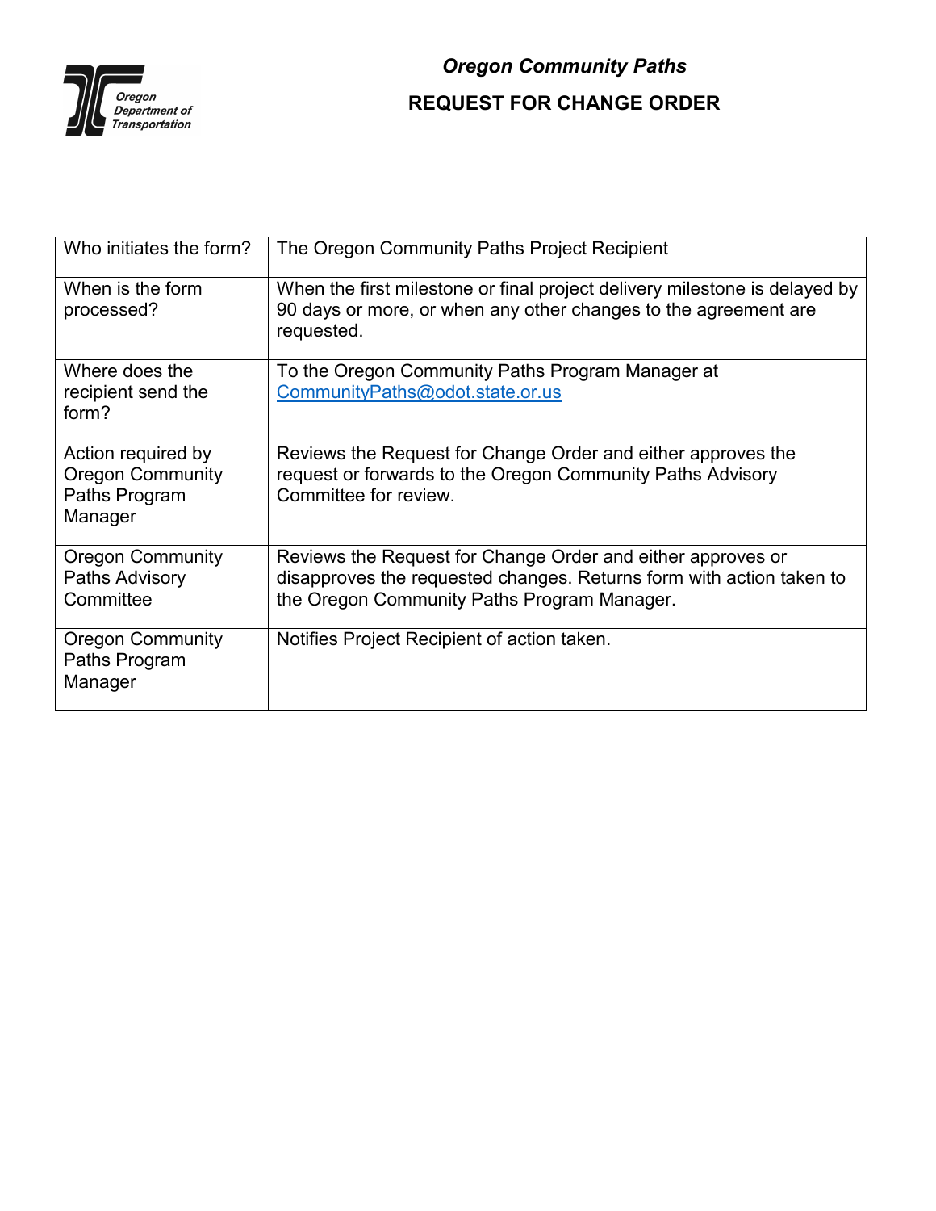Oregon Department of Transportation

## *Oregon Community Paths*

# REQUEST FOR CHANGE ORDER

| Who initiates the form? | The Oregon Community Paths Project Recipient |
|---|---|
| When is the form processed? | When the first milestone or final project delivery milestone is delayed by 90 days or more, or when any other changes to the agreement are requested. |
| Where does the recipient send the form? | To the Oregon Community Paths Program Manager at [CommunityPaths@odot.state.or.us](mailto:CommunityPaths@odot.state.or.us) |
| Action required by Oregon Community Paths Program Manager | Reviews the Request for Change Order and either approves the request or forwards to the Oregon Community Paths Advisory Committee for review. |
| Oregon Community Paths Advisory Committee | Reviews the Request for Change Order and either approves or disapproves the requested changes. Returns form with action taken to the Oregon Community Paths Program Manager. |
| Oregon Community Paths Program Manager | Notifies Project Recipient of action taken. |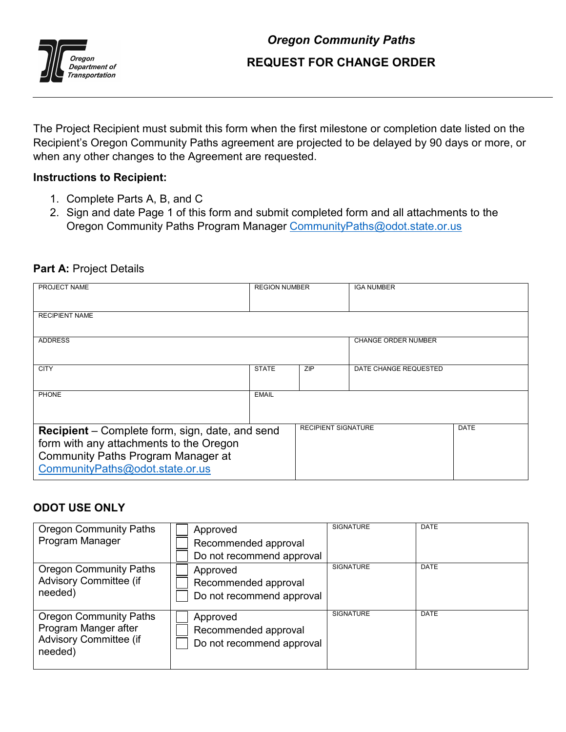Oregon Department of Transportation

## *Oregon Community Paths*

## REQUEST FOR CHANGE ORDER

The Project Recipient must submit this form when the first milestone or completion date listed on the Recipient's Oregon Community Paths agreement are projected to be delayed by 90 days or more, or when any other changes to the Agreement are requested.

**Instructions to Recipient:**

1. Complete Parts A, B, and C
2. Sign and date Page 1 of this form and submit completed form and all attachments to the Oregon Community Paths Program Manager CommunityPaths@odot.state.or.us

**Part A:** Project Details

| PROJECT NAME | REGION NUMBER | | IGA NUMBER |
|---|---|---|---|
| RECIPIENT NAME | | | |
| ADDRESS | | | CHANGE ORDER NUMBER |
| CITY | STATE | ZIP | DATE CHANGE REQUESTED |
| PHONE | EMAIL | | |

| **Recipient** – Complete form, sign, date, and send form with any attachments to the Oregon Community Paths Program Manager at CommunityPaths@odot.state.or.us | RECIPIENT SIGNATURE | DATE |
|---|---|---|

### ODOT USE ONLY

| | | | |
|---|---|---|---|
| Oregon Community Paths Program Manager | ☐ Approved<br>☐ Recommended approval<br>☐ Do not recommend approval | SIGNATURE | DATE |
| Oregon Community Paths Advisory Committee (if needed) | ☐ Approved<br>☐ Recommended approval<br>☐ Do not recommend approval | SIGNATURE | DATE |
| Oregon Community Paths Program Manger after Advisory Committee (if needed) | ☐ Approved<br>☐ Recommended approval<br>☐ Do not recommend approval | SIGNATURE | DATE |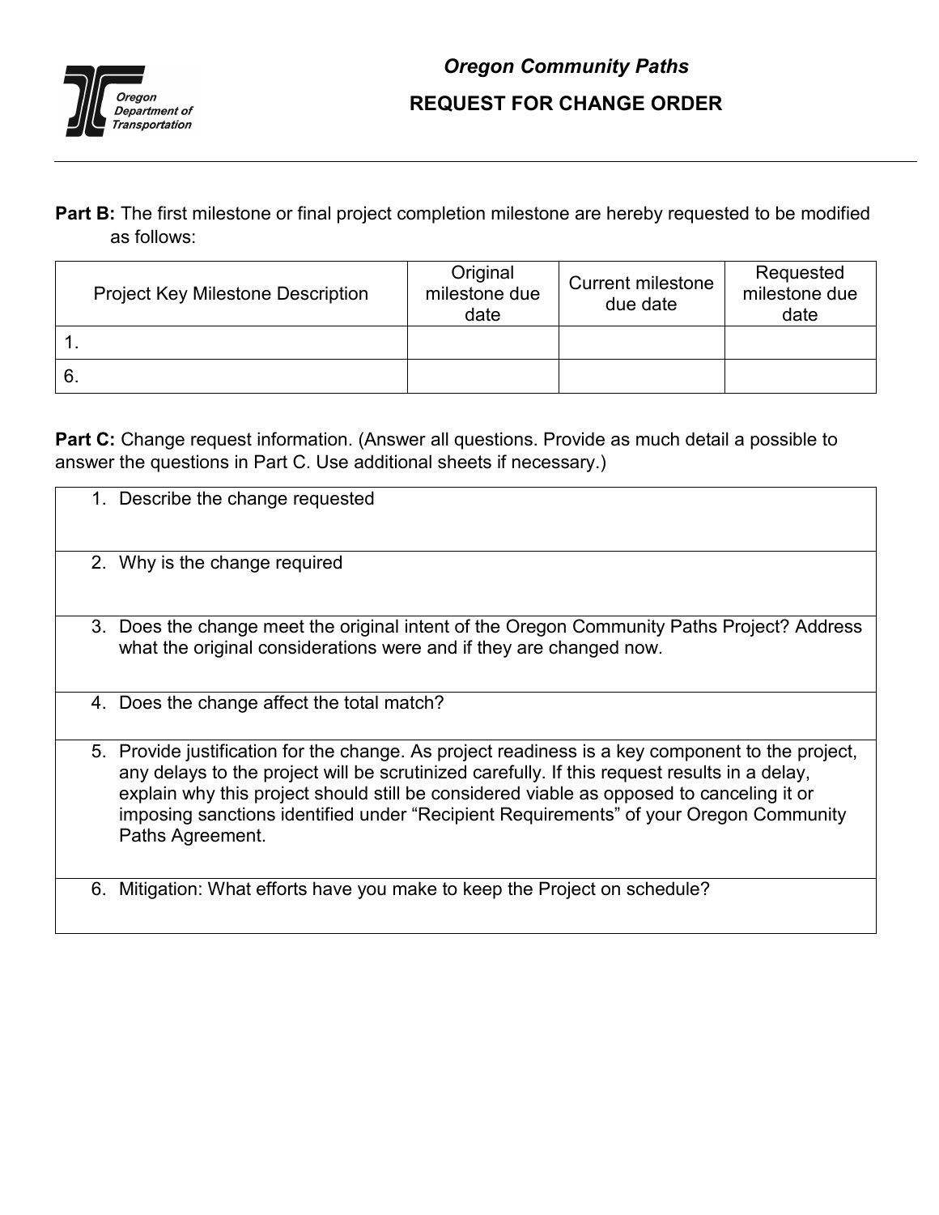*Oregon Community Paths*

**REQUEST FOR CHANGE ORDER**

**Part B:** The first milestone or final project completion milestone are hereby requested to be modified as follows:

| Project Key Milestone Description | Original milestone due date | Current milestone due date | Requested milestone due date |
|---|---|---|---|
| 1. | | | |
| 6. | | | |

**Part C:** Change request information. (Answer all questions. Provide as much detail a possible to answer the questions in Part C. Use additional sheets if necessary.)

| |
|---|
| 1. Describe the change requested |
| 2. Why is the change required |
| 3. Does the change meet the original intent of the Oregon Community Paths Project? Address what the original considerations were and if they are changed now. |
| 4. Does the change affect the total match? |
| 5. Provide justification for the change. As project readiness is a key component to the project, any delays to the project will be scrutinized carefully. If this request results in a delay, explain why this project should still be considered viable as opposed to canceling it or imposing sanctions identified under "Recipient Requirements" of your Oregon Community Paths Agreement. |
| 6. Mitigation: What efforts have you make to keep the Project on schedule? |